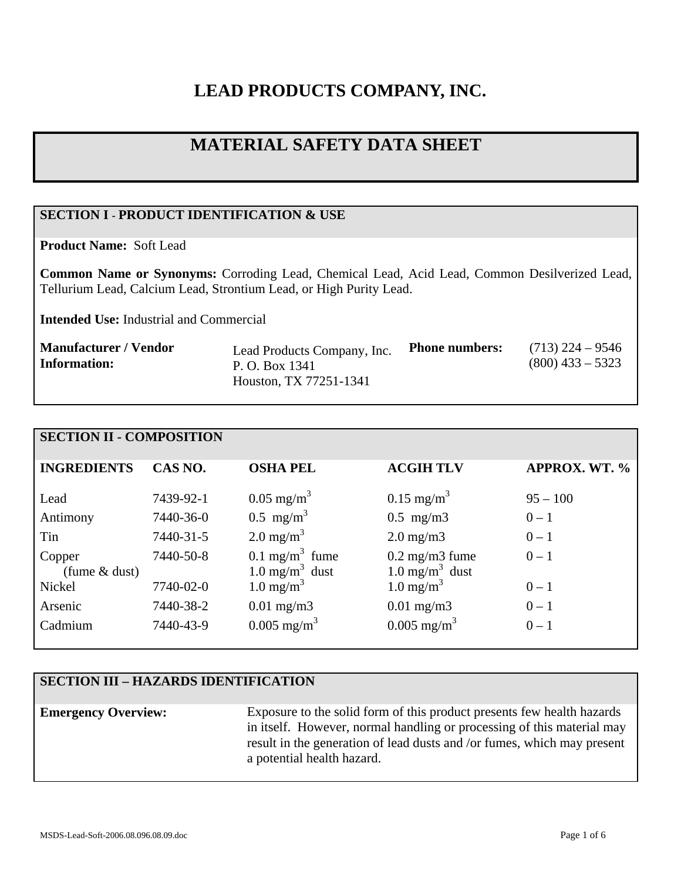# LEAD PRODUCTS COMPANY, INC.

## MATERIAL SAFETY DATA SHEET

### SECTION I - PRODUCT IDENTIFICATION & USE

**Product Name:** Soft Lead

**Common Name or Synonyms:** Corroding Lead, Chemical Lead, Acid Lead, Common Desilverized Lead, Tellurium Lead, Calcium Lead, Strontium Lead, or High Purity Lead.

**Intended Use:** Industrial and Commercial

| | | | |
|---|---|---|---|
| **Manufacturer / Vendor Information:** | Lead Products Company, Inc.<br>P. O. Box 1341<br>Houston, TX 77251-1341 | **Phone numbers:** | (713) 224 – 9546<br>(800) 433 – 5323 |

### SECTION II - COMPOSITION

| INGREDIENTS | CAS NO. | OSHA PEL | ACGIH TLV | APPROX. WT. % |
|---|---|---|---|---|
| Lead | 7439-92-1 | 0.05 mg/m$^3$ | 0.15 mg/m$^3$ | 95 – 100 |
| Antimony | 7440-36-0 | 0.5 mg/m$^3$ | 0.5 mg/m3 | 0 – 1 |
| Tin | 7440-31-5 | 2.0 mg/m$^3$ | 2.0 mg/m3 | 0 – 1 |
| Copper (fume & dust) | 7440-50-8 | 0.1 mg/m$^3$ fume<br>1.0 mg/m$^3$ dust | 0.2 mg/m3 fume<br>1.0 mg/m$^3$ dust | 0 – 1 |
| Nickel | 7740-02-0 | 1.0 mg/m$^3$ | 1.0 mg/m$^3$ | 0 – 1 |
| Arsenic | 7440-38-2 | 0.01 mg/m3 | 0.01 mg/m3 | 0 – 1 |
| Cadmium | 7440-43-9 | 0.005 mg/m$^3$ | 0.005 mg/m$^3$ | 0 – 1 |

### SECTION III – HAZARDS IDENTIFICATION

**Emergency Overview:** Exposure to the solid form of this product presents few health hazards in itself. However, normal handling or processing of this material may result in the generation of lead dusts and /or fumes, which may present a potential health hazard.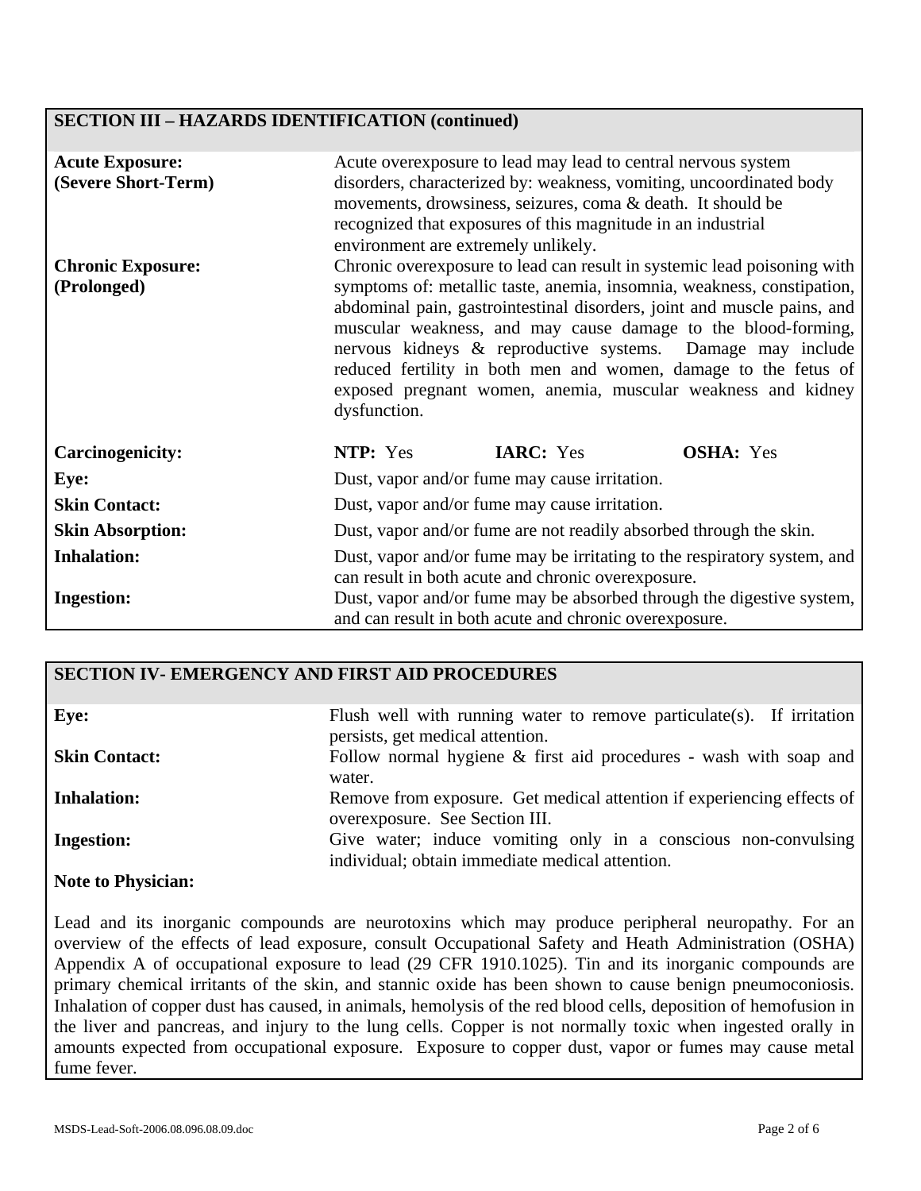## SECTION III – HAZARDS IDENTIFICATION (continued)

| | |
|---|---|
| **Acute Exposure: (Severe Short-Term)** | Acute overexposure to lead may lead to central nervous system disorders, characterized by: weakness, vomiting, uncoordinated body movements, drowsiness, seizures, coma & death. It should be recognized that exposures of this magnitude in an industrial environment are extremely unlikely. |
| **Chronic Exposure: (Prolonged)** | Chronic overexposure to lead can result in systemic lead poisoning with symptoms of: metallic taste, anemia, insomnia, weakness, constipation, abdominal pain, gastrointestinal disorders, joint and muscle pains, and muscular weakness, and may cause damage to the blood-forming, nervous kidneys & reproductive systems. Damage may include reduced fertility in both men and women, damage to the fetus of exposed pregnant women, anemia, muscular weakness and kidney dysfunction. |
| **Carcinogenicity:** | **NTP:** Yes **IARC:** Yes **OSHA:** Yes |
| **Eye:** | Dust, vapor and/or fume may cause irritation. |
| **Skin Contact:** | Dust, vapor and/or fume may cause irritation. |
| **Skin Absorption:** | Dust, vapor and/or fume are not readily absorbed through the skin. |
| **Inhalation:** | Dust, vapor and/or fume may be irritating to the respiratory system, and can result in both acute and chronic overexposure. |
| **Ingestion:** | Dust, vapor and/or fume may be absorbed through the digestive system, and can result in both acute and chronic overexposure. |

## SECTION IV- EMERGENCY AND FIRST AID PROCEDURES

| | |
|---|---|
| **Eye:** | Flush well with running water to remove particulate(s). If irritation persists, get medical attention. |
| **Skin Contact:** | Follow normal hygiene & first aid procedures - wash with soap and water. |
| **Inhalation:** | Remove from exposure. Get medical attention if experiencing effects of overexposure. See Section III. |
| **Ingestion:** | Give water; induce vomiting only in a conscious non-convulsing individual; obtain immediate medical attention. |

**Note to Physician:**

Lead and its inorganic compounds are neurotoxins which may produce peripheral neuropathy. For an overview of the effects of lead exposure, consult Occupational Safety and Heath Administration (OSHA) Appendix A of occupational exposure to lead (29 CFR 1910.1025). Tin and its inorganic compounds are primary chemical irritants of the skin, and stannic oxide has been shown to cause benign pneumoconiosis. Inhalation of copper dust has caused, in animals, hemolysis of the red blood cells, deposition of hemofusion in the liver and pancreas, and injury to the lung cells. Copper is not normally toxic when ingested orally in amounts expected from occupational exposure. Exposure to copper dust, vapor or fumes may cause metal fume fever.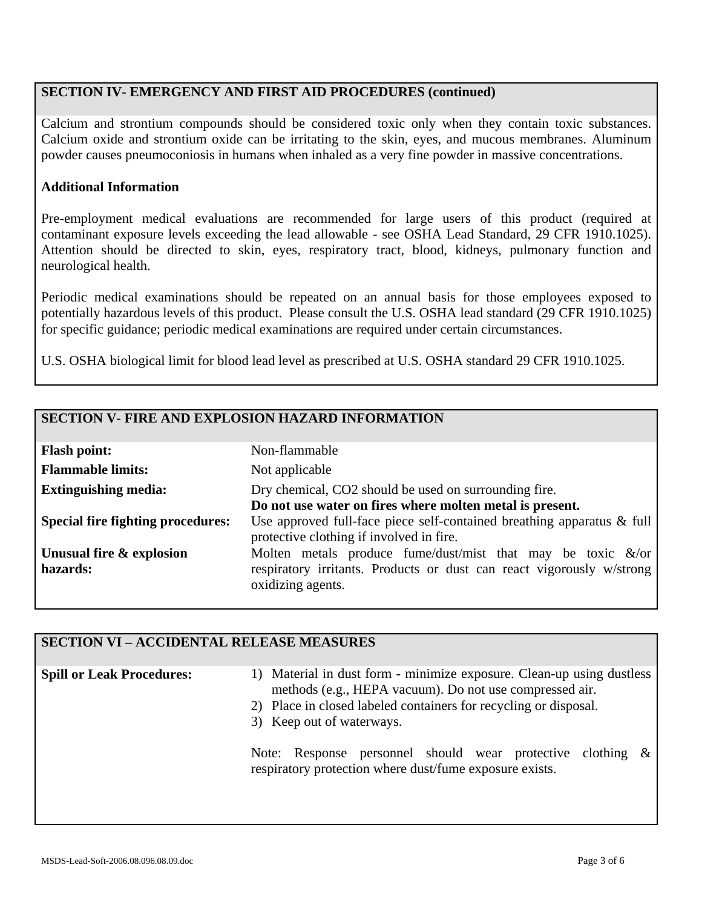## SECTION IV- EMERGENCY AND FIRST AID PROCEDURES (continued)

Calcium and strontium compounds should be considered toxic only when they contain toxic substances. Calcium oxide and strontium oxide can be irritating to the skin, eyes, and mucous membranes. Aluminum powder causes pneumoconiosis in humans when inhaled as a very fine powder in massive concentrations.

### Additional Information

Pre-employment medical evaluations are recommended for large users of this product (required at contaminant exposure levels exceeding the lead allowable - see OSHA Lead Standard, 29 CFR 1910.1025). Attention should be directed to skin, eyes, respiratory tract, blood, kidneys, pulmonary function and neurological health.

Periodic medical examinations should be repeated on an annual basis for those employees exposed to potentially hazardous levels of this product. Please consult the U.S. OSHA lead standard (29 CFR 1910.1025) for specific guidance; periodic medical examinations are required under certain circumstances.

U.S. OSHA biological limit for blood lead level as prescribed at U.S. OSHA standard 29 CFR 1910.1025.

## SECTION V- FIRE AND EXPLOSION HAZARD INFORMATION

| | |
|---|---|
| **Flash point:** | Non-flammable |
| **Flammable limits:** | Not applicable |
| **Extinguishing media:** | Dry chemical, $CO_2$ should be used on surrounding fire. **Do not use water on fires where molten metal is present.** |
| **Special fire fighting procedures:** | Use approved full-face piece self-contained breathing apparatus & full protective clothing if involved in fire. |
| **Unusual fire & explosion hazards:** | Molten metals produce fume/dust/mist that may be toxic &/or respiratory irritants. Products or dust can react vigorously w/strong oxidizing agents. |

## SECTION VI – ACCIDENTAL RELEASE MEASURES

**Spill or Leak Procedures:**

1) Material in dust form - minimize exposure. Clean-up using dustless methods (e.g., HEPA vacuum). Do not use compressed air.
2) Place in closed labeled containers for recycling or disposal.
3) Keep out of waterways.

Note: Response personnel should wear protective clothing & respiratory protection where dust/fume exposure exists.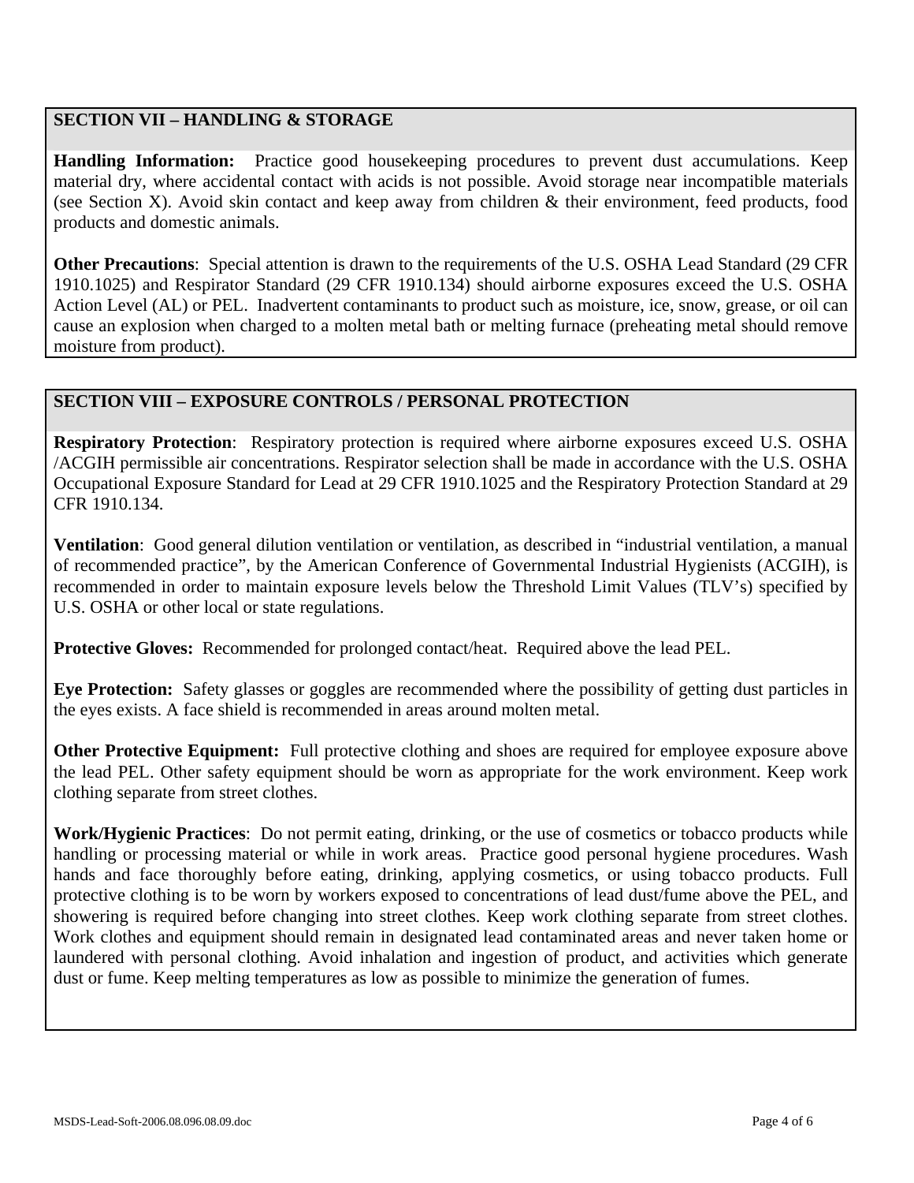## SECTION VII – HANDLING & STORAGE

**Handling Information:** Practice good housekeeping procedures to prevent dust accumulations. Keep material dry, where accidental contact with acids is not possible. Avoid storage near incompatible materials (see Section X). Avoid skin contact and keep away from children & their environment, feed products, food products and domestic animals.

**Other Precautions**: Special attention is drawn to the requirements of the U.S. OSHA Lead Standard (29 CFR 1910.1025) and Respirator Standard (29 CFR 1910.134) should airborne exposures exceed the U.S. OSHA Action Level (AL) or PEL. Inadvertent contaminants to product such as moisture, ice, snow, grease, or oil can cause an explosion when charged to a molten metal bath or melting furnace (preheating metal should remove moisture from product).

## SECTION VIII – EXPOSURE CONTROLS / PERSONAL PROTECTION

**Respiratory Protection**: Respiratory protection is required where airborne exposures exceed U.S. OSHA /ACGIH permissible air concentrations. Respirator selection shall be made in accordance with the U.S. OSHA Occupational Exposure Standard for Lead at 29 CFR 1910.1025 and the Respiratory Protection Standard at 29 CFR 1910.134.

**Ventilation**: Good general dilution ventilation or ventilation, as described in "industrial ventilation, a manual of recommended practice", by the American Conference of Governmental Industrial Hygienists (ACGIH), is recommended in order to maintain exposure levels below the Threshold Limit Values (TLV's) specified by U.S. OSHA or other local or state regulations.

**Protective Gloves:** Recommended for prolonged contact/heat. Required above the lead PEL.

**Eye Protection:** Safety glasses or goggles are recommended where the possibility of getting dust particles in the eyes exists. A face shield is recommended in areas around molten metal.

**Other Protective Equipment:** Full protective clothing and shoes are required for employee exposure above the lead PEL. Other safety equipment should be worn as appropriate for the work environment. Keep work clothing separate from street clothes.

**Work/Hygienic Practices**: Do not permit eating, drinking, or the use of cosmetics or tobacco products while handling or processing material or while in work areas. Practice good personal hygiene procedures. Wash hands and face thoroughly before eating, drinking, applying cosmetics, or using tobacco products. Full protective clothing is to be worn by workers exposed to concentrations of lead dust/fume above the PEL, and showering is required before changing into street clothes. Keep work clothing separate from street clothes. Work clothes and equipment should remain in designated lead contaminated areas and never taken home or laundered with personal clothing. Avoid inhalation and ingestion of product, and activities which generate dust or fume. Keep melting temperatures as low as possible to minimize the generation of fumes.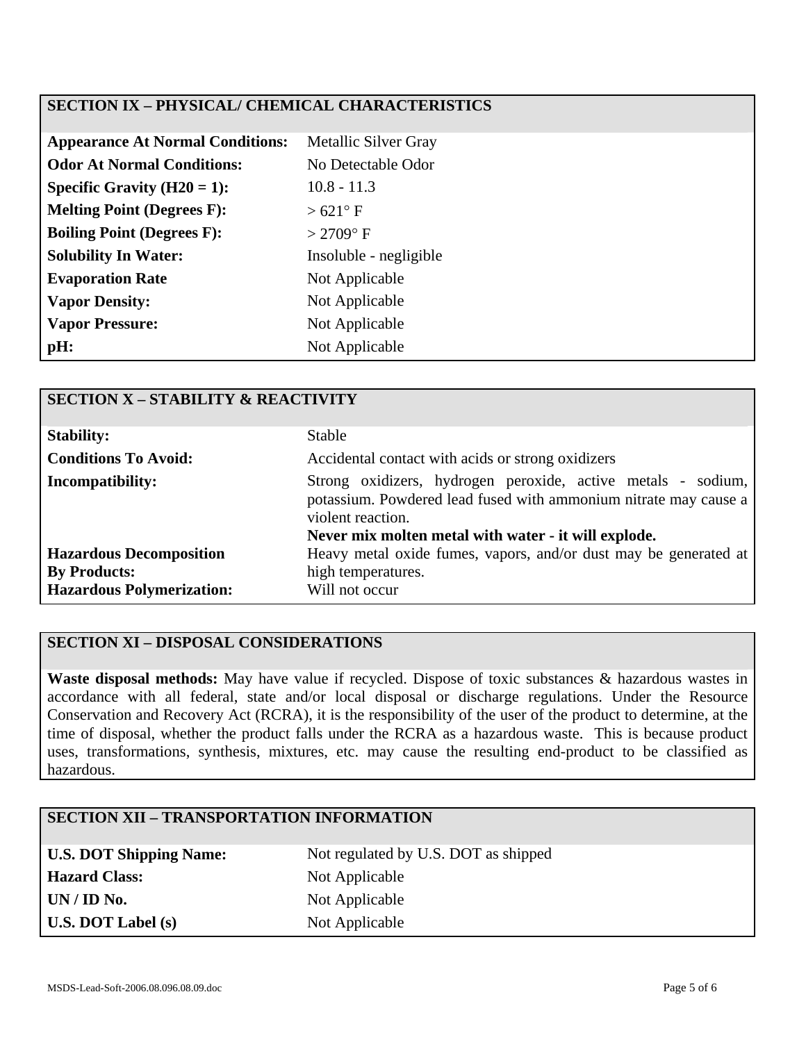## SECTION IX – PHYSICAL/ CHEMICAL CHARACTERISTICS

| | |
|---|---|
| **Appearance At Normal Conditions:** | Metallic Silver Gray |
| **Odor At Normal Conditions:** | No Detectable Odor |
| **Specific Gravity (H20 = 1):** | 10.8 - 11.3 |
| **Melting Point (Degrees F):** | > 621° F |
| **Boiling Point (Degrees F):** | > 2709° F |
| **Solubility In Water:** | Insoluble - negligible |
| **Evaporation Rate** | Not Applicable |
| **Vapor Density:** | Not Applicable |
| **Vapor Pressure:** | Not Applicable |
| **pH:** | Not Applicable |

## SECTION X – STABILITY & REACTIVITY

| | |
|---|---|
| **Stability:** | Stable |
| **Conditions To Avoid:** | Accidental contact with acids or strong oxidizers |
| **Incompatibility:** | Strong oxidizers, hydrogen peroxide, active metals - sodium, potassium. Powdered lead fused with ammonium nitrate may cause a violent reaction. **Never mix molten metal with water - it will explode.** |
| **Hazardous Decomposition By Products:** | Heavy metal oxide fumes, vapors, and/or dust may be generated at high temperatures. |
| **Hazardous Polymerization:** | Will not occur |

## SECTION XI – DISPOSAL CONSIDERATIONS

**Waste disposal methods:** May have value if recycled. Dispose of toxic substances & hazardous wastes in accordance with all federal, state and/or local disposal or discharge regulations. Under the Resource Conservation and Recovery Act (RCRA), it is the responsibility of the user of the product to determine, at the time of disposal, whether the product falls under the RCRA as a hazardous waste. This is because product uses, transformations, synthesis, mixtures, etc. may cause the resulting end-product to be classified as hazardous.

## SECTION XII – TRANSPORTATION INFORMATION

| | |
|---|---|
| **U.S. DOT Shipping Name:** | Not regulated by U.S. DOT as shipped |
| **Hazard Class:** | Not Applicable |
| **UN / ID No.** | Not Applicable |
| **U.S. DOT Label (s)** | Not Applicable |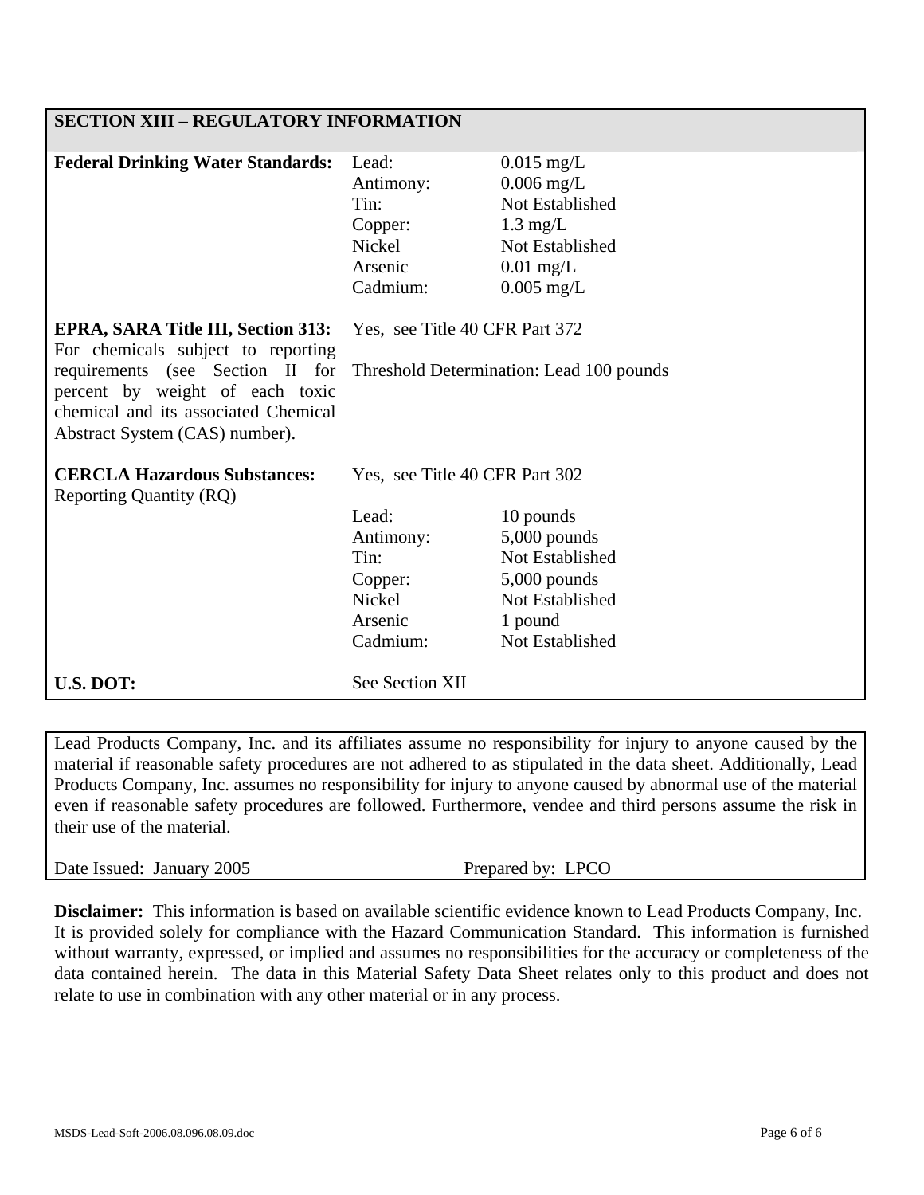## SECTION XIII – REGULATORY INFORMATION

**Federal Drinking Water Standards:**

| | |
|---|---|
| Lead: | 0.015 mg/L |
| Antimony: | 0.006 mg/L |
| Tin: | Not Established |
| Copper: | 1.3 mg/L |
| Nickel | Not Established |
| Arsenic | 0.01 mg/L |
| Cadmium: | 0.005 mg/L |

**EPRA, SARA Title III, Section 313:** For chemicals subject to reporting requirements (see Section II for percent by weight of each toxic chemical and its associated Chemical Abstract System (CAS) number).

Yes, see Title 40 CFR Part 372

Threshold Determination: Lead 100 pounds

**CERCLA Hazardous Substances:** Reporting Quantity (RQ)

Yes, see Title 40 CFR Part 302

| | |
|---|---|
| Lead: | 10 pounds |
| Antimony: | 5,000 pounds |
| Tin: | Not Established |
| Copper: | 5,000 pounds |
| Nickel | Not Established |
| Arsenic | 1 pound |
| Cadmium: | Not Established |

**U.S. DOT:** See Section XII

Lead Products Company, Inc. and its affiliates assume no responsibility for injury to anyone caused by the material if reasonable safety procedures are not adhered to as stipulated in the data sheet. Additionally, Lead Products Company, Inc. assumes no responsibility for injury to anyone caused by abnormal use of the material even if reasonable safety procedures are followed. Furthermore, vendee and third persons assume the risk in their use of the material.

Date Issued: January 2005 Prepared by: LPCO

**Disclaimer:** This information is based on available scientific evidence known to Lead Products Company, Inc. It is provided solely for compliance with the Hazard Communication Standard. This information is furnished without warranty, expressed, or implied and assumes no responsibilities for the accuracy or completeness of the data contained herein. The data in this Material Safety Data Sheet relates only to this product and does not relate to use in combination with any other material or in any process.